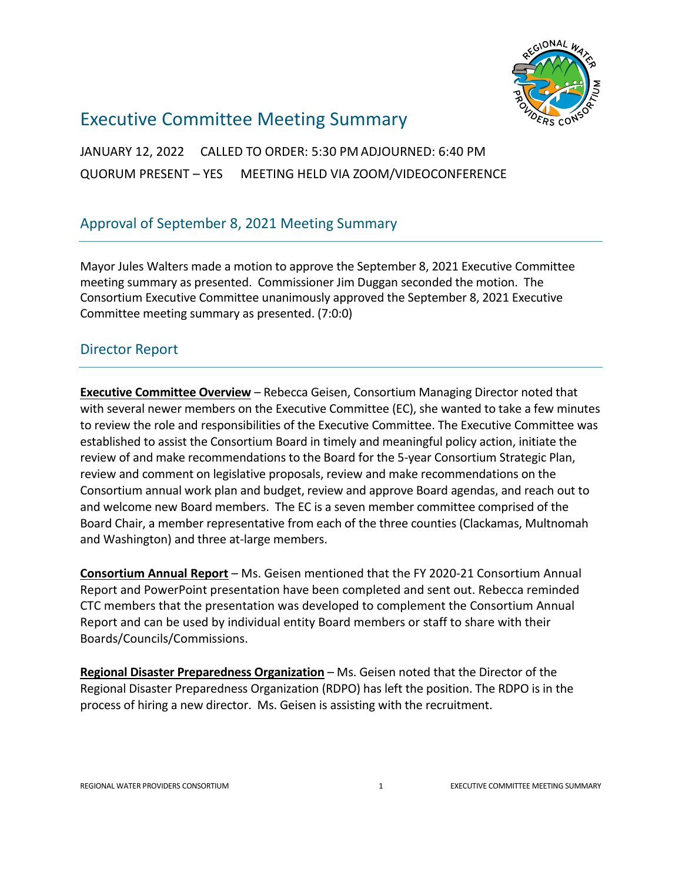# Executive Committee Meeting Summary

JANUARY 12, 2022 CALLED TO ORDER: 5:30 PM ADJOURNED: 6:40 PM

QUORUM PRESENT – YES MEETING HELD VIA ZOOM/VIDEOCONFERENCE

## Approval of September 8, 2021 Meeting Summary

Mayor Jules Walters made a motion to approve the September 8, 2021 Executive Committee meeting summary as presented. Commissioner Jim Duggan seconded the motion. The Consortium Executive Committee unanimously approved the September 8, 2021 Executive Committee meeting summary as presented. (7:0:0)

## Director Report

**Executive Committee Overview** – Rebecca Geisen, Consortium Managing Director noted that with several newer members on the Executive Committee (EC), she wanted to take a few minutes to review the role and responsibilities of the Executive Committee. The Executive Committee was established to assist the Consortium Board in timely and meaningful policy action, initiate the review of and make recommendations to the Board for the 5-year Consortium Strategic Plan, review and comment on legislative proposals, review and make recommendations on the Consortium annual work plan and budget, review and approve Board agendas, and reach out to and welcome new Board members. The EC is a seven member committee comprised of the Board Chair, a member representative from each of the three counties (Clackamas, Multnomah and Washington) and three at-large members.

**Consortium Annual Report** – Ms. Geisen mentioned that the FY 2020-21 Consortium Annual Report and PowerPoint presentation have been completed and sent out. Rebecca reminded CTC members that the presentation was developed to complement the Consortium Annual Report and can be used by individual entity Board members or staff to share with their Boards/Councils/Commissions.

**Regional Disaster Preparedness Organization** – Ms. Geisen noted that the Director of the Regional Disaster Preparedness Organization (RDPO) has left the position. The RDPO is in the process of hiring a new director. Ms. Geisen is assisting with the recruitment.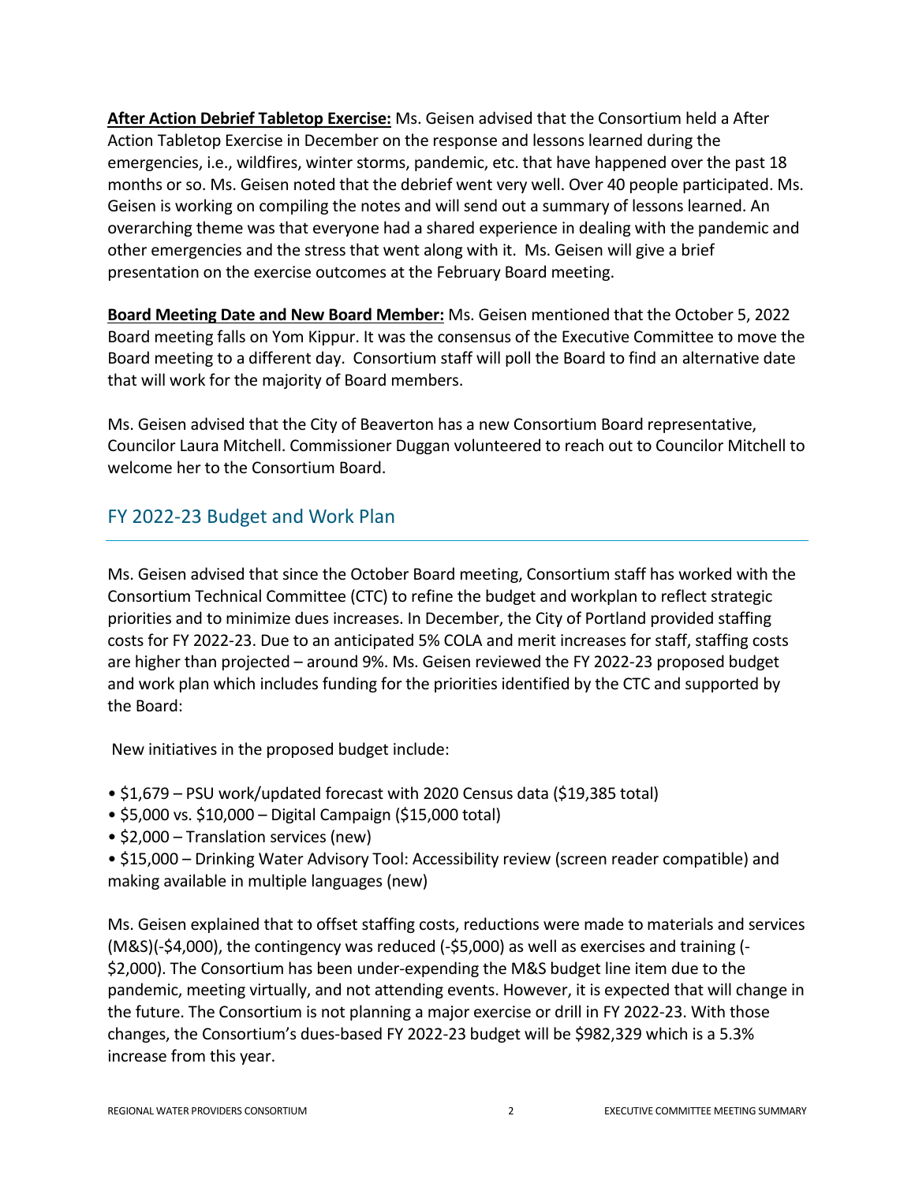**After Action Debrief Tabletop Exercise:** Ms. Geisen advised that the Consortium held a After Action Tabletop Exercise in December on the response and lessons learned during the emergencies, i.e., wildfires, winter storms, pandemic, etc. that have happened over the past 18 months or so. Ms. Geisen noted that the debrief went very well. Over 40 people participated. Ms. Geisen is working on compiling the notes and will send out a summary of lessons learned. An overarching theme was that everyone had a shared experience in dealing with the pandemic and other emergencies and the stress that went along with it. Ms. Geisen will give a brief presentation on the exercise outcomes at the February Board meeting.

**Board Meeting Date and New Board Member:** Ms. Geisen mentioned that the October 5, 2022 Board meeting falls on Yom Kippur. It was the consensus of the Executive Committee to move the Board meeting to a different day. Consortium staff will poll the Board to find an alternative date that will work for the majority of Board members.

Ms. Geisen advised that the City of Beaverton has a new Consortium Board representative, Councilor Laura Mitchell. Commissioner Duggan volunteered to reach out to Councilor Mitchell to welcome her to the Consortium Board.

## FY 2022-23 Budget and Work Plan

Ms. Geisen advised that since the October Board meeting, Consortium staff has worked with the Consortium Technical Committee (CTC) to refine the budget and workplan to reflect strategic priorities and to minimize dues increases. In December, the City of Portland provided staffing costs for FY 2022-23. Due to an anticipated 5% COLA and merit increases for staff, staffing costs are higher than projected – around 9%. Ms. Geisen reviewed the FY 2022-23 proposed budget and work plan which includes funding for the priorities identified by the CTC and supported by the Board:

New initiatives in the proposed budget include:

- $1,679 – PSU work/updated forecast with 2020 Census data ($19,385 total)
- $5,000 vs. $10,000 – Digital Campaign ($15,000 total)
- $2,000 – Translation services (new)
- $15,000 – Drinking Water Advisory Tool: Accessibility review (screen reader compatible) and making available in multiple languages (new)

Ms. Geisen explained that to offset staffing costs, reductions were made to materials and services (M&S)(-$4,000), the contingency was reduced (-$5,000) as well as exercises and training (-$2,000). The Consortium has been under-expending the M&S budget line item due to the pandemic, meeting virtually, and not attending events. However, it is expected that will change in the future. The Consortium is not planning a major exercise or drill in FY 2022-23. With those changes, the Consortium's dues-based FY 2022-23 budget will be $982,329 which is a 5.3% increase from this year.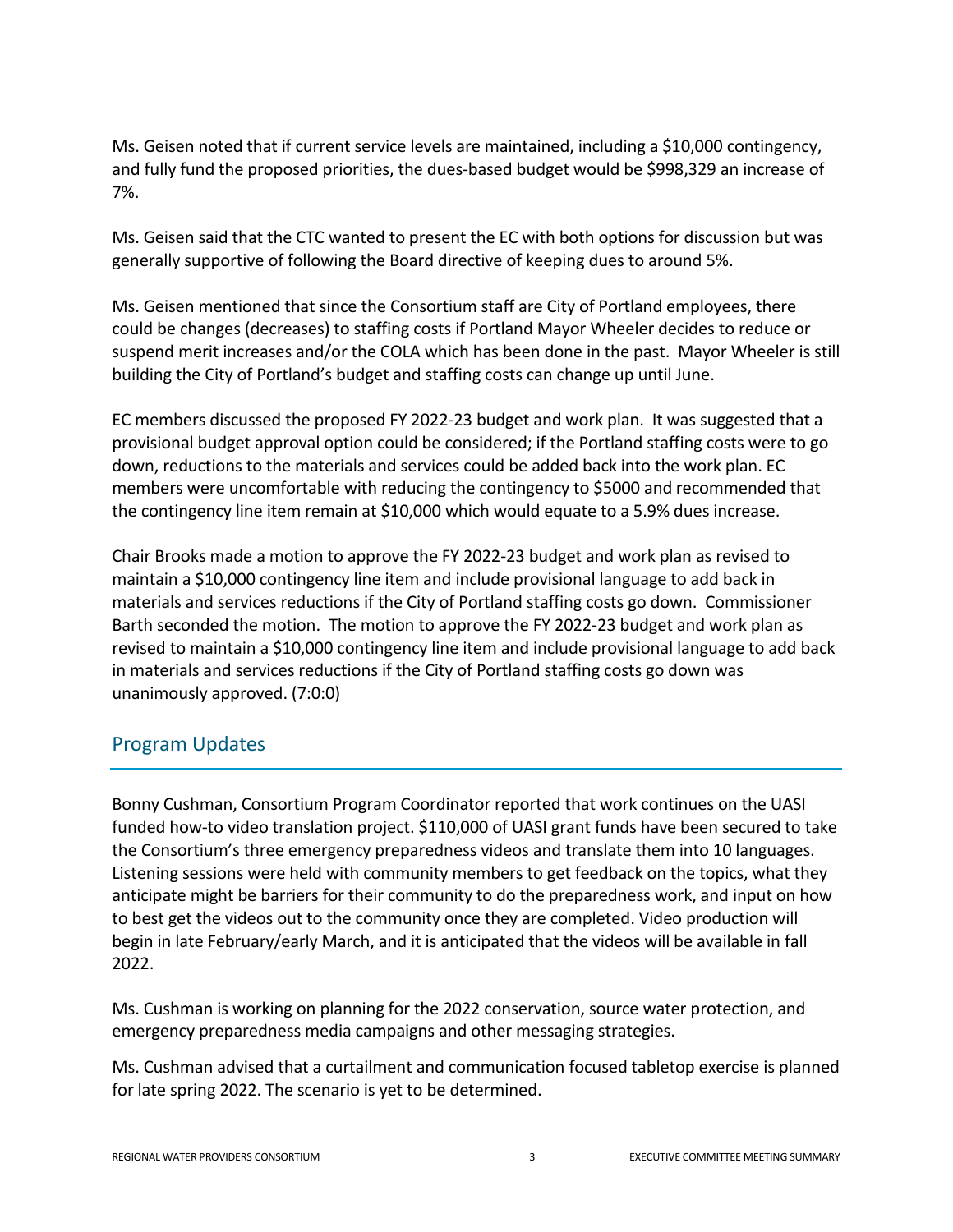Ms. Geisen noted that if current service levels are maintained, including a $10,000 contingency, and fully fund the proposed priorities, the dues-based budget would be $998,329 an increase of 7%.

Ms. Geisen said that the CTC wanted to present the EC with both options for discussion but was generally supportive of following the Board directive of keeping dues to around 5%.

Ms. Geisen mentioned that since the Consortium staff are City of Portland employees, there could be changes (decreases) to staffing costs if Portland Mayor Wheeler decides to reduce or suspend merit increases and/or the COLA which has been done in the past. Mayor Wheeler is still building the City of Portland's budget and staffing costs can change up until June.

EC members discussed the proposed FY 2022-23 budget and work plan. It was suggested that a provisional budget approval option could be considered; if the Portland staffing costs were to go down, reductions to the materials and services could be added back into the work plan. EC members were uncomfortable with reducing the contingency to $5000 and recommended that the contingency line item remain at $10,000 which would equate to a 5.9% dues increase.

Chair Brooks made a motion to approve the FY 2022-23 budget and work plan as revised to maintain a $10,000 contingency line item and include provisional language to add back in materials and services reductions if the City of Portland staffing costs go down. Commissioner Barth seconded the motion. The motion to approve the FY 2022-23 budget and work plan as revised to maintain a $10,000 contingency line item and include provisional language to add back in materials and services reductions if the City of Portland staffing costs go down was unanimously approved. (7:0:0)

## Program Updates

Bonny Cushman, Consortium Program Coordinator reported that work continues on the UASI funded how-to video translation project. $110,000 of UASI grant funds have been secured to take the Consortium's three emergency preparedness videos and translate them into 10 languages. Listening sessions were held with community members to get feedback on the topics, what they anticipate might be barriers for their community to do the preparedness work, and input on how to best get the videos out to the community once they are completed. Video production will begin in late February/early March, and it is anticipated that the videos will be available in fall 2022.

Ms. Cushman is working on planning for the 2022 conservation, source water protection, and emergency preparedness media campaigns and other messaging strategies.

Ms. Cushman advised that a curtailment and communication focused tabletop exercise is planned for late spring 2022. The scenario is yet to be determined.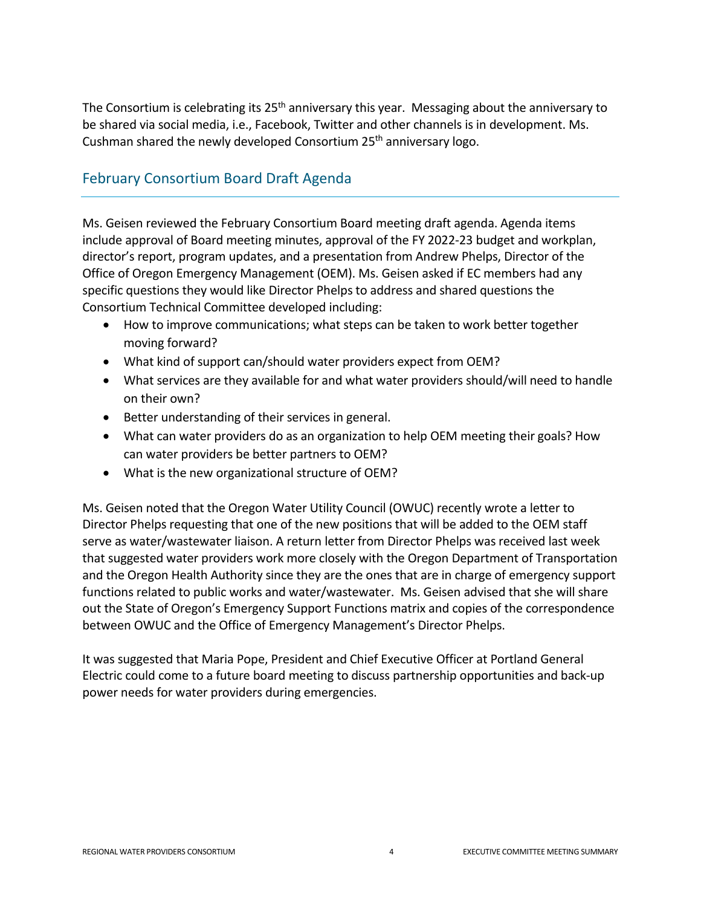The Consortium is celebrating its 25th anniversary this year. Messaging about the anniversary to be shared via social media, i.e., Facebook, Twitter and other channels is in development. Ms. Cushman shared the newly developed Consortium 25th anniversary logo.

## February Consortium Board Draft Agenda

Ms. Geisen reviewed the February Consortium Board meeting draft agenda. Agenda items include approval of Board meeting minutes, approval of the FY 2022-23 budget and workplan, director's report, program updates, and a presentation from Andrew Phelps, Director of the Office of Oregon Emergency Management (OEM). Ms. Geisen asked if EC members had any specific questions they would like Director Phelps to address and shared questions the Consortium Technical Committee developed including:

- How to improve communications; what steps can be taken to work better together moving forward?
- What kind of support can/should water providers expect from OEM?
- What services are they available for and what water providers should/will need to handle on their own?
- Better understanding of their services in general.
- What can water providers do as an organization to help OEM meeting their goals? How can water providers be better partners to OEM?
- What is the new organizational structure of OEM?

Ms. Geisen noted that the Oregon Water Utility Council (OWUC) recently wrote a letter to Director Phelps requesting that one of the new positions that will be added to the OEM staff serve as water/wastewater liaison. A return letter from Director Phelps was received last week that suggested water providers work more closely with the Oregon Department of Transportation and the Oregon Health Authority since they are the ones that are in charge of emergency support functions related to public works and water/wastewater. Ms. Geisen advised that she will share out the State of Oregon's Emergency Support Functions matrix and copies of the correspondence between OWUC and the Office of Emergency Management's Director Phelps.

It was suggested that Maria Pope, President and Chief Executive Officer at Portland General Electric could come to a future board meeting to discuss partnership opportunities and back-up power needs for water providers during emergencies.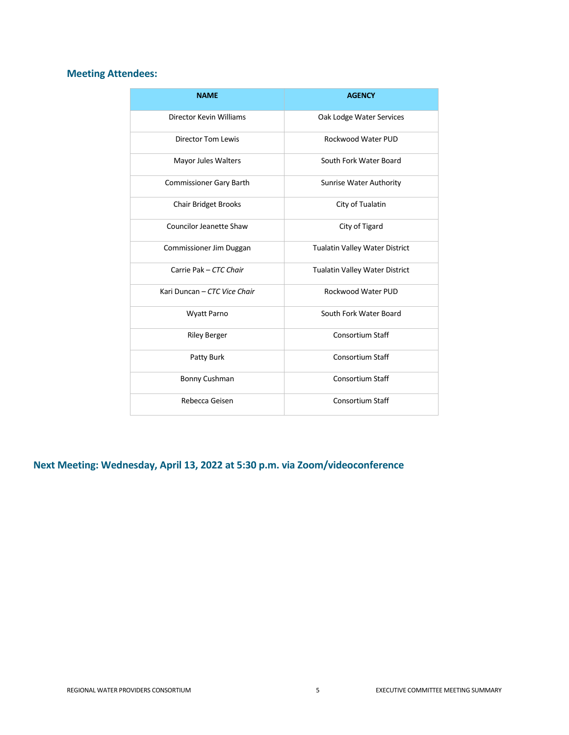## Meeting Attendees:

| NAME | AGENCY |
|---|---|
| Director Kevin Williams | Oak Lodge Water Services |
| Director Tom Lewis | Rockwood Water PUD |
| Mayor Jules Walters | South Fork Water Board |
| Commissioner Gary Barth | Sunrise Water Authority |
| Chair Bridget Brooks | City of Tualatin |
| Councilor Jeanette Shaw | City of Tigard |
| Commissioner Jim Duggan | Tualatin Valley Water District |
| Carrie Pak – *CTC Chair* | Tualatin Valley Water District |
| Kari Duncan – *CTC Vice Chair* | Rockwood Water PUD |
| Wyatt Parno | South Fork Water Board |
| Riley Berger | Consortium Staff |
| Patty Burk | Consortium Staff |
| Bonny Cushman | Consortium Staff |
| Rebecca Geisen | Consortium Staff |

## Next Meeting: Wednesday, April 13, 2022 at 5:30 p.m. via Zoom/videoconference